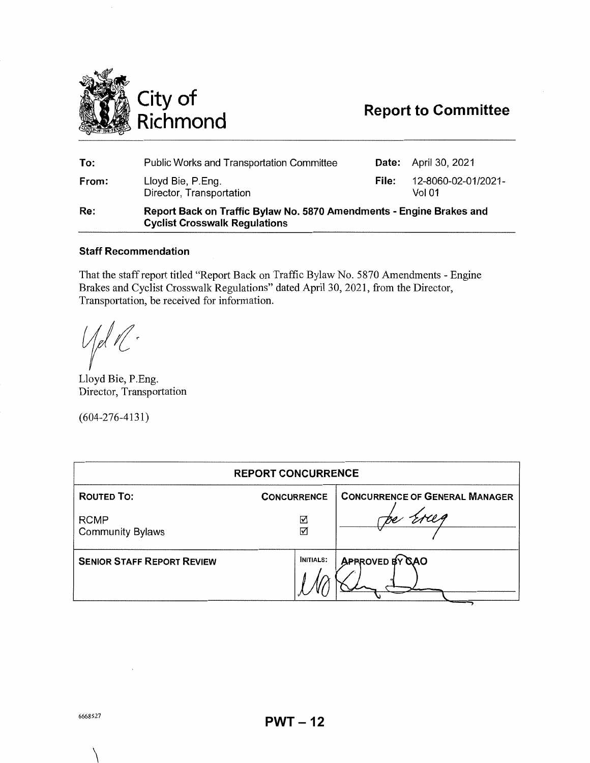City of Richmond

# Report to Committee

| | | | |
|---|---|---|---|
| **To:** | Public Works and Transportation Committee | **Date:** | April 30, 2021 |
| **From:** | Lloyd Bie, P.Eng. Director, Transportation | **File:** | 12-8060-02-01/2021-Vol 01 |
| **Re:** | **Report Back on Traffic Bylaw No. 5870 Amendments - Engine Brakes and Cyclist Crosswalk Regulations** | | |

## Staff Recommendation

That the staff report titled "Report Back on Traffic Bylaw No. 5870 Amendments - Engine Brakes and Cyclist Crosswalk Regulations" dated April 30, 2021, from the Director, Transportation, be received for information.

Lloyd Bie, P.Eng.
Director, Transportation

(604-276-4131)

| REPORT CONCURRENCE | | |
|---|---|---|
| **ROUTED TO:** | **CONCURRENCE** | **CONCURRENCE OF GENERAL MANAGER** |
| RCMP | ☑ | |
| Community Bylaws | ☑ | |
| **SENIOR STAFF REPORT REVIEW** | **INITIALS:** | **APPROVED BY CAO** |

6668527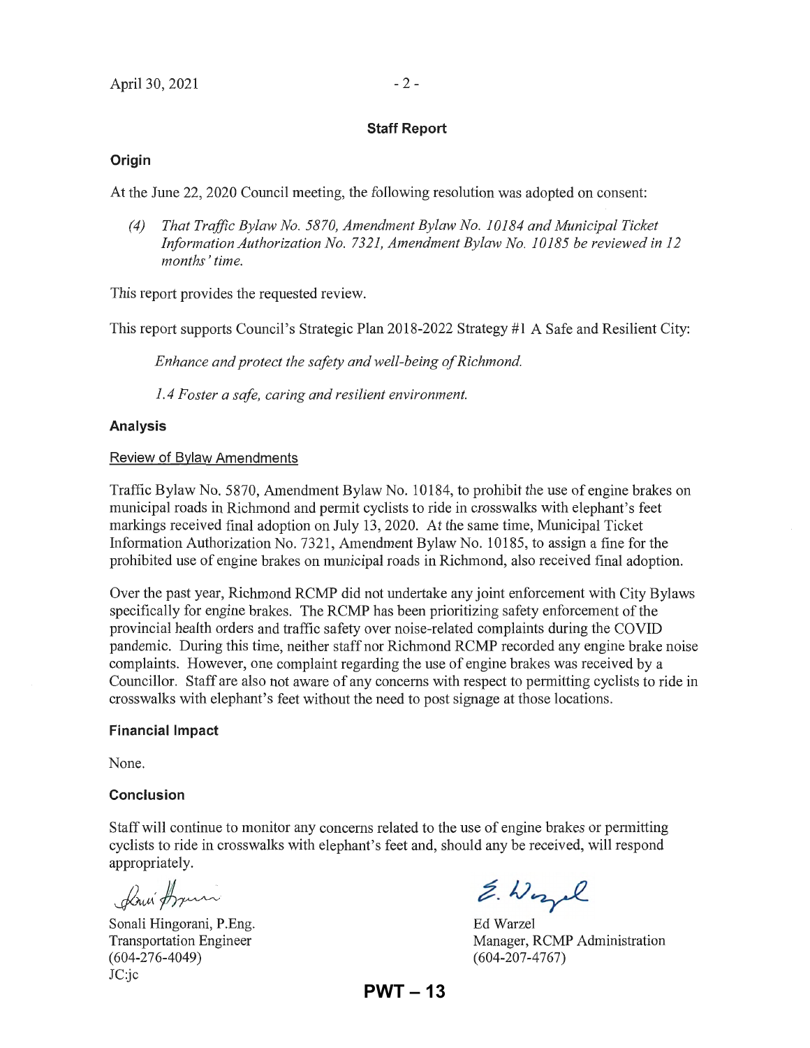## Staff Report

### Origin

At the June 22, 2020 Council meeting, the following resolution was adopted on consent:

> (4) *That Traffic Bylaw No. 5870, Amendment Bylaw No. 10184 and Municipal Ticket Information Authorization No. 7321, Amendment Bylaw No. 10185 be reviewed in 12 months' time.*

This report provides the requested review.

This report supports Council's Strategic Plan 2018-2022 Strategy #1 A Safe and Resilient City:

> *Enhance and protect the safety and well-being of Richmond.*
>
> *1.4 Foster a safe, caring and resilient environment.*

### Analysis

Review of Bylaw Amendments

Traffic Bylaw No. 5870, Amendment Bylaw No. 10184, to prohibit the use of engine brakes on municipal roads in Richmond and permit cyclists to ride in crosswalks with elephant's feet markings received final adoption on July 13, 2020. At the same time, Municipal Ticket Information Authorization No. 7321, Amendment Bylaw No. 10185, to assign a fine for the prohibited use of engine brakes on municipal roads in Richmond, also received final adoption.

Over the past year, Richmond RCMP did not undertake any joint enforcement with City Bylaws specifically for engine brakes. The RCMP has been prioritizing safety enforcement of the provincial health orders and traffic safety over noise-related complaints during the COVID pandemic. During this time, neither staff nor Richmond RCMP recorded any engine brake noise complaints. However, one complaint regarding the use of engine brakes was received by a Councillor. Staff are also not aware of any concerns with respect to permitting cyclists to ride in crosswalks with elephant's feet without the need to post signage at those locations.

### Financial Impact

None.

### Conclusion

Staff will continue to monitor any concerns related to the use of engine brakes or permitting cyclists to ride in crosswalks with elephant's feet and, should any be received, will respond appropriately.

Sonali Hingorani, P.Eng.
Transportation Engineer
(604-276-4049)

Ed Warzel
Manager, RCMP Administration
(604-207-4767)

JC:jc